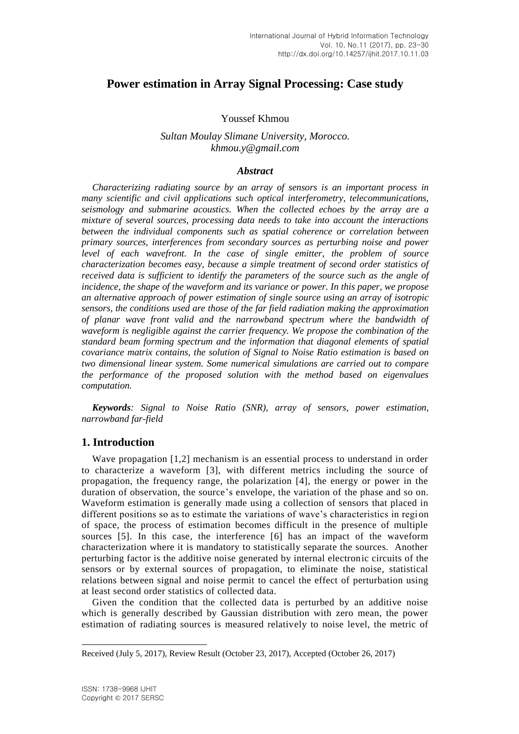# Power estimation in Array Signal Processing: Case study

Youssef Khmou

*Sultan Moulay Slimane University, Morocco.*
*khmou.y@gmail.com*

### *Abstract*

*Characterizing radiating source by an array of sensors is an important process in many scientific and civil applications such optical interferometry, telecommunications, seismology and submarine acoustics. When the collected echoes by the array are a mixture of several sources, processing data needs to take into account the interactions between the individual components such as spatial coherence or correlation between primary sources, interferences from secondary sources as perturbing noise and power level of each wavefront. In the case of single emitter, the problem of source characterization becomes easy, because a simple treatment of second order statistics of received data is sufficient to identify the parameters of the source such as the angle of incidence, the shape of the waveform and its variance or power. In this paper, we propose an alternative approach of power estimation of single source using an array of isotropic sensors, the conditions used are those of the far field radiation making the approximation of planar wave front valid and the narrowband spectrum where the bandwidth of waveform is negligible against the carrier frequency. We propose the combination of the standard beam forming spectrum and the information that diagonal elements of spatial covariance matrix contains, the solution of Signal to Noise Ratio estimation is based on two dimensional linear system. Some numerical simulations are carried out to compare the performance of the proposed solution with the method based on eigenvalues computation.*

***Keywords**: Signal to Noise Ratio (SNR), array of sensors, power estimation, narrowband far-field*

## 1. Introduction

Wave propagation [1,2] mechanism is an essential process to understand in order to characterize a waveform [3], with different metrics including the source of propagation, the frequency range, the polarization [4], the energy or power in the duration of observation, the source's envelope, the variation of the phase and so on. Waveform estimation is generally made using a collection of sensors that placed in different positions so as to estimate the variations of wave's characteristics in region of space, the process of estimation becomes difficult in the presence of multiple sources [5]. In this case, the interference [6] has an impact of the waveform characterization where it is mandatory to statistically separate the sources. Another perturbing factor is the additive noise generated by internal electronic circuits of the sensors or by external sources of propagation, to eliminate the noise, statistical relations between signal and noise permit to cancel the effect of perturbation using at least second order statistics of collected data.

Given the condition that the collected data is perturbed by an additive noise which is generally described by Gaussian distribution with zero mean, the power estimation of radiating sources is measured relatively to noise level, the metric of

Received (July 5, 2017), Review Result (October 23, 2017), Accepted (October 26, 2017)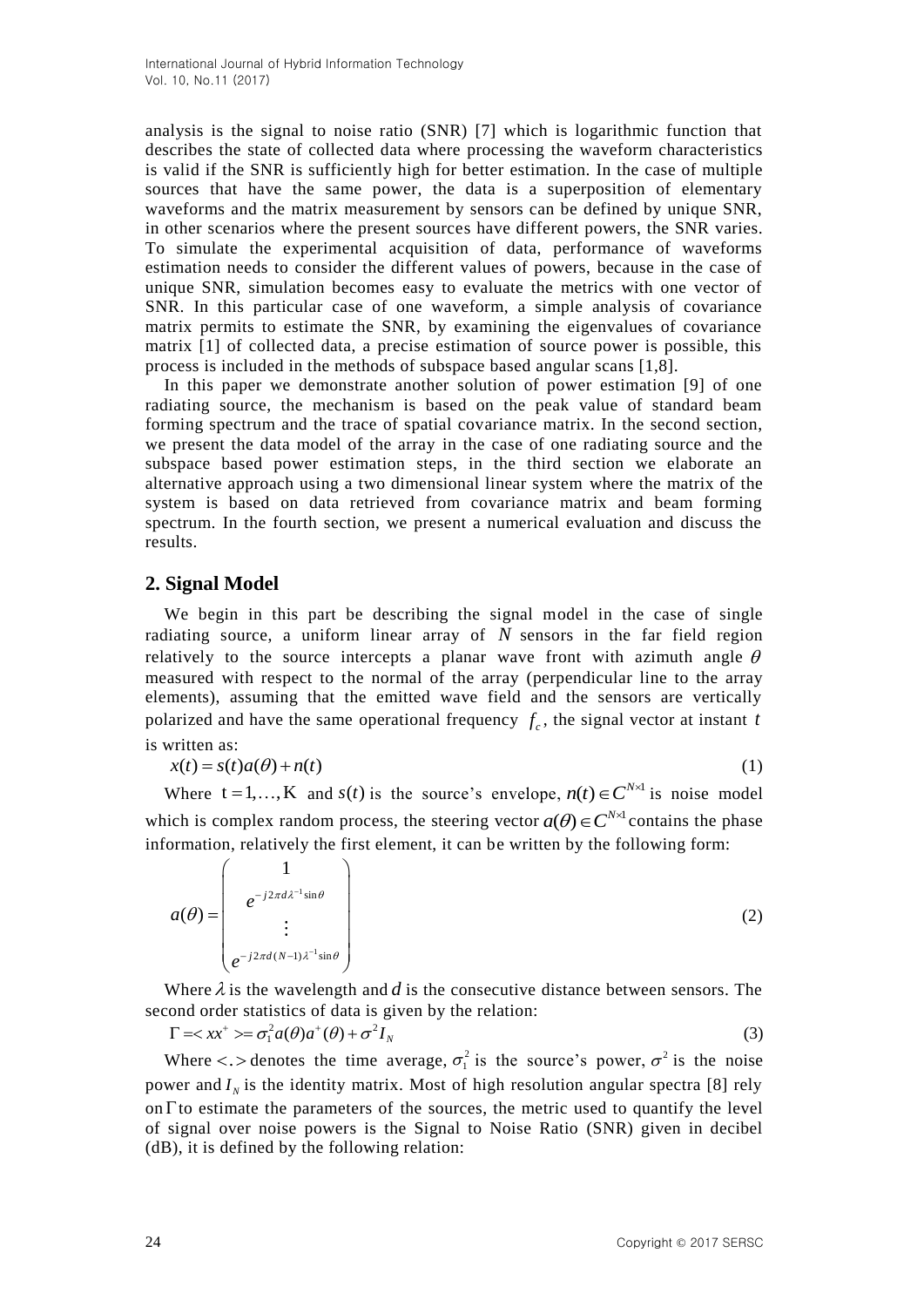analysis is the signal to noise ratio (SNR) [7] which is logarithmic function that describes the state of collected data where processing the waveform characteristics is valid if the SNR is sufficiently high for better estimation. In the case of multiple sources that have the same power, the data is a superposition of elementary waveforms and the matrix measurement by sensors can be defined by unique SNR, in other scenarios where the present sources have different powers, the SNR varies. To simulate the experimental acquisition of data, performance of waveforms estimation needs to consider the different values of powers, because in the case of unique SNR, simulation becomes easy to evaluate the metrics with one vector of SNR. In this particular case of one waveform, a simple analysis of covariance matrix permits to estimate the SNR, by examining the eigenvalues of covariance matrix [1] of collected data, a precise estimation of source power is possible, this process is included in the methods of subspace based angular scans [1,8].

In this paper we demonstrate another solution of power estimation [9] of one radiating source, the mechanism is based on the peak value of standard beam forming spectrum and the trace of spatial covariance matrix. In the second section, we present the data model of the array in the case of one radiating source and the subspace based power estimation steps, in the third section we elaborate an alternative approach using a two dimensional linear system where the matrix of the system is based on data retrieved from covariance matrix and beam forming spectrum. In the fourth section, we present a numerical evaluation and discuss the results.

## 2. Signal Model

We begin in this part be describing the signal model in the case of single radiating source, a uniform linear array of $N$ sensors in the far field region relatively to the source intercepts a planar wave front with azimuth angle $\theta$ measured with respect to the normal of the array (perpendicular line to the array elements), assuming that the emitted wave field and the sensors are vertically polarized and have the same operational frequency $f_c$, the signal vector at instant $t$ is written as:

$$x(t) = s(t)a(\theta) + n(t) \tag{1}$$

Where $t = 1, \ldots, K$ and $s(t)$ is the source's envelope, $n(t) \in C^{N\times 1}$ is noise model which is complex random process, the steering vector $a(\theta) \in C^{N\times 1}$ contains the phase information, relatively the first element, it can be written by the following form:

$$a(\theta) = \begin{pmatrix} 1 \\ e^{-j2\pi d\lambda^{-1}\sin\theta} \\ \vdots \\ e^{-j2\pi d(N-1)\lambda^{-1}\sin\theta} \end{pmatrix} \tag{2}$$

Where $\lambda$ is the wavelength and $d$ is the consecutive distance between sensors. The second order statistics of data is given by the relation:

$$\Gamma = < xx^{+} > = \sigma_1^2 a(\theta)a^{+}(\theta) + \sigma^2 I_N \tag{3}$$

Where $<.>$ denotes the time average, $\sigma_1^2$ is the source's power, $\sigma^2$ is the noise power and $I_N$ is the identity matrix. Most of high resolution angular spectra [8] rely on $\Gamma$ to estimate the parameters of the sources, the metric used to quantify the level of signal over noise powers is the Signal to Noise Ratio (SNR) given in decibel (dB), it is defined by the following relation: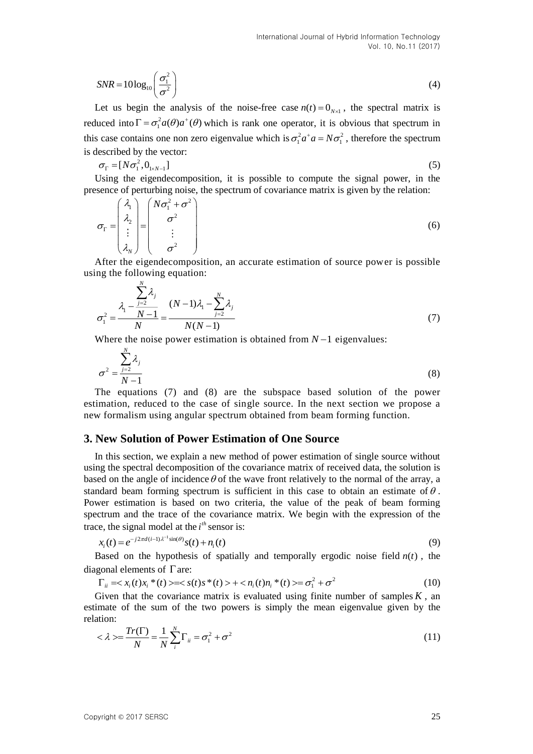$$SNR = 10\log_{10}\left(\frac{\sigma_1^2}{\sigma^2}\right) \tag{4}$$

Let us begin the analysis of the noise-free case $n(t) = 0_{N\times 1}$, the spectral matrix is reduced into $\Gamma = \sigma_1^2 a(\theta)a^+(\theta)$ which is rank one operator, it is obvious that spectrum in this case contains one non zero eigenvalue which is $\sigma_1^2 a^+ a = N\sigma_1^2$, therefore the spectrum is described by the vector:

$$\sigma_\Gamma = [N\sigma_1^2, 0_{1\times N-1}] \tag{5}$$

Using the eigendecomposition, it is possible to compute the signal power, in the presence of perturbing noise, the spectrum of covariance matrix is given by the relation:

$$\sigma_\Gamma = \begin{pmatrix} \lambda_1 \\ \lambda_2 \\ \vdots \\ \lambda_N \end{pmatrix} = \begin{pmatrix} N\sigma_1^2 + \sigma^2 \\ \sigma^2 \\ \vdots \\ \sigma^2 \end{pmatrix} \tag{6}$$

After the eigendecomposition, an accurate estimation of source power is possible using the following equation:

$$\sigma_1^2 = \frac{\lambda_1 - \frac{\sum_{j=2}^{N}\lambda_j}{N-1}}{N} = \frac{(N-1)\lambda_1 - \sum_{j=2}^{N}\lambda_j}{N(N-1)} \tag{7}$$

Where the noise power estimation is obtained from $N-1$ eigenvalues:

$$\sigma^2 = \frac{\sum_{j=2}^{N}\lambda_j}{N-1} \tag{8}$$

The equations (7) and (8) are the subspace based solution of the power estimation, reduced to the case of single source. In the next section we propose a new formalism using angular spectrum obtained from beam forming function.

## 3. New Solution of Power Estimation of One Source

In this section, we explain a new method of power estimation of single source without using the spectral decomposition of the covariance matrix of received data, the solution is based on the angle of incidence $\theta$ of the wave front relatively to the normal of the array, a standard beam forming spectrum is sufficient in this case to obtain an estimate of $\theta$. Power estimation is based on two criteria, the value of the peak of beam forming spectrum and the trace of the covariance matrix. We begin with the expression of the trace, the signal model at the $i^{th}$ sensor is:

$$x_i(t) = e^{-j2\pi d(i-1)\lambda^{-1}\sin(\theta)}s(t) + n_i(t) \tag{9}$$

Based on the hypothesis of spatially and temporally ergodic noise field $n(t)$, the diagonal elements of $\Gamma$ are:

$$\Gamma_{ii} = \langle x_i(t)x_i^*(t)\rangle = \langle s(t)s^*(t)\rangle + \langle n_i(t)n_i^*(t)\rangle = \sigma_1^2 + \sigma^2 \tag{10}$$

Given that the covariance matrix is evaluated using finite number of samples $K$, an estimate of the sum of the two powers is simply the mean eigenvalue given by the relation:

$$\langle \lambda \rangle = \frac{Tr(\Gamma)}{N} = \frac{1}{N}\sum_{i}^{N}\Gamma_{ii} = \sigma_1^2 + \sigma^2 \tag{11}$$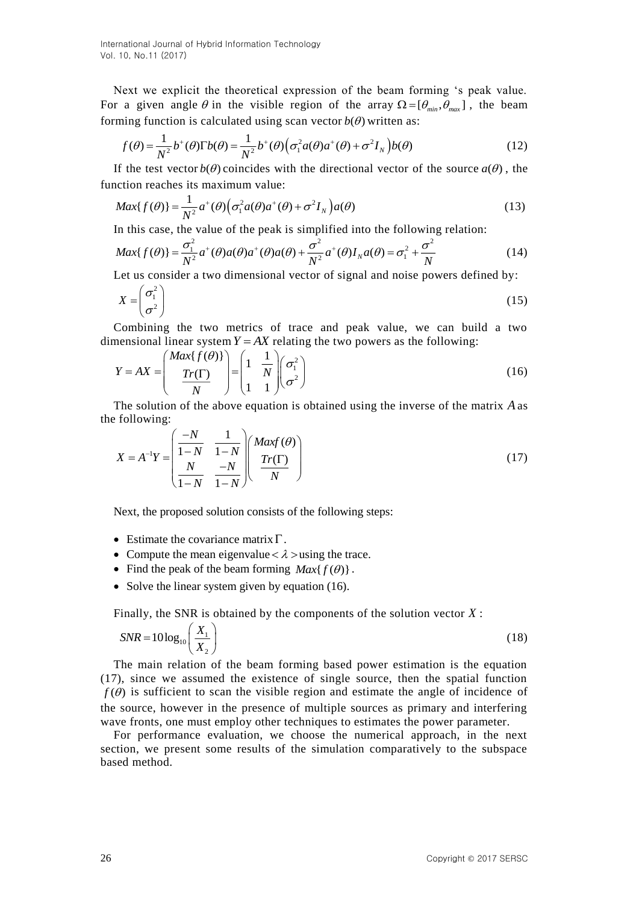Next we explicit the theoretical expression of the beam forming 's peak value. For a given angle $\theta$ in the visible region of the array $\Omega = [\theta_{min}, \theta_{max}]$, the beam forming function is calculated using scan vector $b(\theta)$ written as:

$$f(\theta) = \frac{1}{N^2} b^+(\theta)\Gamma b(\theta) = \frac{1}{N^2} b^+(\theta)\left(\sigma_1^2 a(\theta)a^+(\theta) + \sigma^2 I_N\right)b(\theta) \tag{12}$$

If the test vector $b(\theta)$ coincides with the directional vector of the source $a(\theta)$, the function reaches its maximum value:

$$Max\{f(\theta)\} = \frac{1}{N^2} a^+(\theta)\left(\sigma_1^2 a(\theta)a^+(\theta) + \sigma^2 I_N\right)a(\theta) \tag{13}$$

In this case, the value of the peak is simplified into the following relation:

$$Max\{f(\theta)\} = \frac{\sigma_1^2}{N^2} a^+(\theta)a(\theta)a^+(\theta)a(\theta) + \frac{\sigma^2}{N^2} a^+(\theta)I_N a(\theta) = \sigma_1^2 + \frac{\sigma^2}{N} \tag{14}$$

Let us consider a two dimensional vector of signal and noise powers defined by:

$$X = \begin{pmatrix} \sigma_1^2 \\ \sigma^2 \end{pmatrix} \tag{15}$$

Combining the two metrics of trace and peak value, we can build a two dimensional linear system $Y = AX$ relating the two powers as the following:

$$Y = AX = \begin{pmatrix} Max\{f(\theta)\} \\ \dfrac{Tr(\Gamma)}{N} \end{pmatrix} = \begin{pmatrix} 1 & \dfrac{1}{N} \\ 1 & 1 \end{pmatrix} \begin{pmatrix} \sigma_1^2 \\ \sigma^2 \end{pmatrix} \tag{16}$$

The solution of the above equation is obtained using the inverse of the matrix $A$ as the following:

$$X = A^{-1}Y = \begin{pmatrix} \dfrac{-N}{1-N} & \dfrac{1}{1-N} \\ \dfrac{N}{1-N} & \dfrac{-N}{1-N} \end{pmatrix} \begin{pmatrix} Maxf(\theta) \\ \dfrac{Tr(\Gamma)}{N} \end{pmatrix} \tag{17}$$

Next, the proposed solution consists of the following steps:

- Estimate the covariance matrix $\Gamma$.
- Compute the mean eigenvalue $<\lambda>$ using the trace.
- Find the peak of the beam forming $Max\{f(\theta)\}$.
- Solve the linear system given by equation (16).

Finally, the SNR is obtained by the components of the solution vector $X$:

$$SNR = 10\log_{10}\left(\frac{X_1}{X_2}\right) \tag{18}$$

The main relation of the beam forming based power estimation is the equation (17), since we assumed the existence of single source, then the spatial function $f(\theta)$ is sufficient to scan the visible region and estimate the angle of incidence of the source, however in the presence of multiple sources as primary and interfering wave fronts, one must employ other techniques to estimates the power parameter.

For performance evaluation, we choose the numerical approach, in the next section, we present some results of the simulation comparatively to the subspace based method.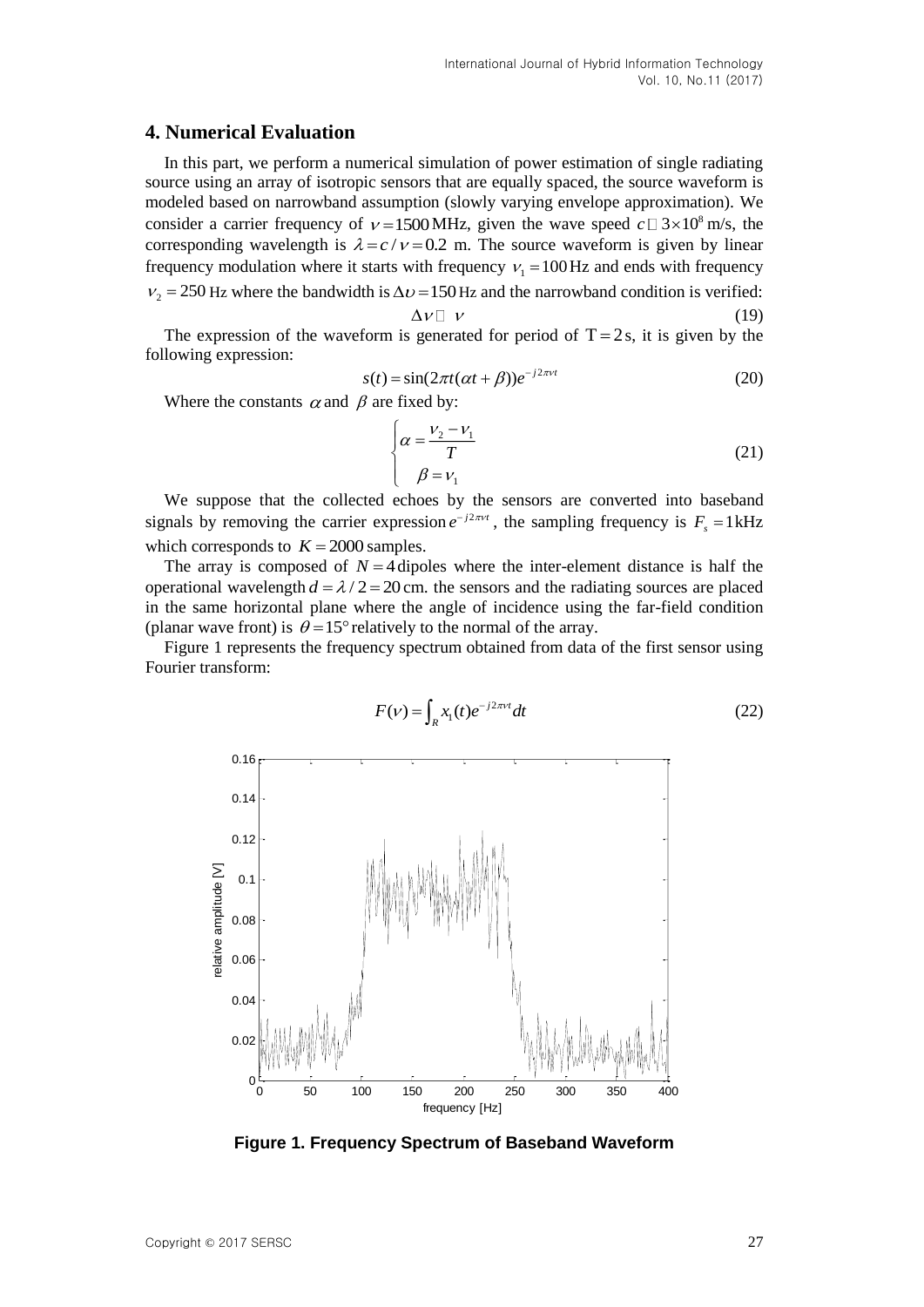## 4. Numerical Evaluation

In this part, we perform a numerical simulation of power estimation of single radiating source using an array of isotropic sensors that are equally spaced, the source waveform is modeled based on narrowband assumption (slowly varying envelope approximation). We consider a carrier frequency of $\nu = 1500$ MHz, given the wave speed $c \approx 3 \times 10^8$ m/s, the corresponding wavelength is $\lambda = c/\nu = 0.2$ m. The source waveform is given by linear frequency modulation where it starts with frequency $\nu_1 = 100$ Hz and ends with frequency $\nu_2 = 250$ Hz where the bandwidth is $\Delta\upsilon = 150$ Hz and the narrowband condition is verified:

$$\Delta\nu \ll \nu \tag{19}$$

The expression of the waveform is generated for period of $T = 2$ s, it is given by the following expression:

$$s(t) = \sin(2\pi t(\alpha t + \beta))e^{-j2\pi\nu t} \tag{20}$$

Where the constants $\alpha$ and $\beta$ are fixed by:

$$\begin{cases} \alpha = \dfrac{\nu_2 - \nu_1}{T} \\ \beta = \nu_1 \end{cases} \tag{21}$$

We suppose that the collected echoes by the sensors are converted into baseband signals by removing the carrier expression $e^{-j2\pi\nu t}$, the sampling frequency is $F_s = 1$ kHz which corresponds to $K = 2000$ samples.

The array is composed of $N = 4$ dipoles where the inter-element distance is half the operational wavelength $d = \lambda/2 = 20$ cm. the sensors and the radiating sources are placed in the same horizontal plane where the angle of incidence using the far-field condition (planar wave front) is $\theta = 15°$ relatively to the normal of the array.

Figure 1 represents the frequency spectrum obtained from data of the first sensor using Fourier transform:

$$F(\nu) = \int_R x_1(t)e^{-j2\pi\nu t}dt \tag{22}$$

**Figure 1. Frequency Spectrum of Baseband Waveform**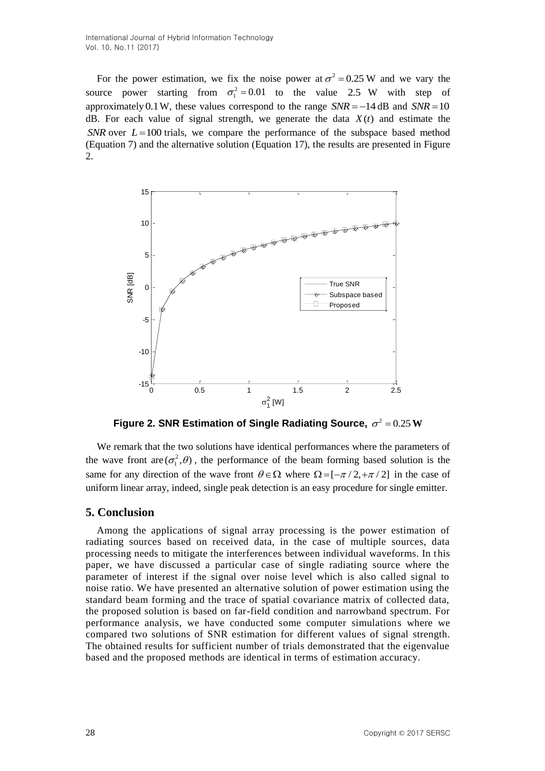For the power estimation, we fix the noise power at $\sigma^2 = 0.25$ W and we vary the source power starting from $\sigma_1^2 = 0.01$ to the value 2.5 W with step of approximately 0.1 W, these values correspond to the range $SNR = -14$ dB and $SNR = 10$ dB. For each value of signal strength, we generate the data $X(t)$ and estimate the $SNR$ over $L = 100$ trials, we compare the performance of the subspace based method (Equation 7) and the alternative solution (Equation 17), the results are presented in Figure 2.

**Figure 2. SNR Estimation of Single Radiating Source, $\sigma^2 = 0.25$ W**

We remark that the two solutions have identical performances where the parameters of the wave front are $(\sigma_1^2, \theta)$, the performance of the beam forming based solution is the same for any direction of the wave front $\theta \in \Omega$ where $\Omega = [-\pi/2, +\pi/2]$ in the case of uniform linear array, indeed, single peak detection is an easy procedure for single emitter.

## 5. Conclusion

Among the applications of signal array processing is the power estimation of radiating sources based on received data, in the case of multiple sources, data processing needs to mitigate the interferences between individual waveforms. In this paper, we have discussed a particular case of single radiating source where the parameter of interest if the signal over noise level which is also called signal to noise ratio. We have presented an alternative solution of power estimation using the standard beam forming and the trace of spatial covariance matrix of collected data, the proposed solution is based on far-field condition and narrowband spectrum. For performance analysis, we have conducted some computer simulations where we compared two solutions of SNR estimation for different values of signal strength. The obtained results for sufficient number of trials demonstrated that the eigenvalue based and the proposed methods are identical in terms of estimation accuracy.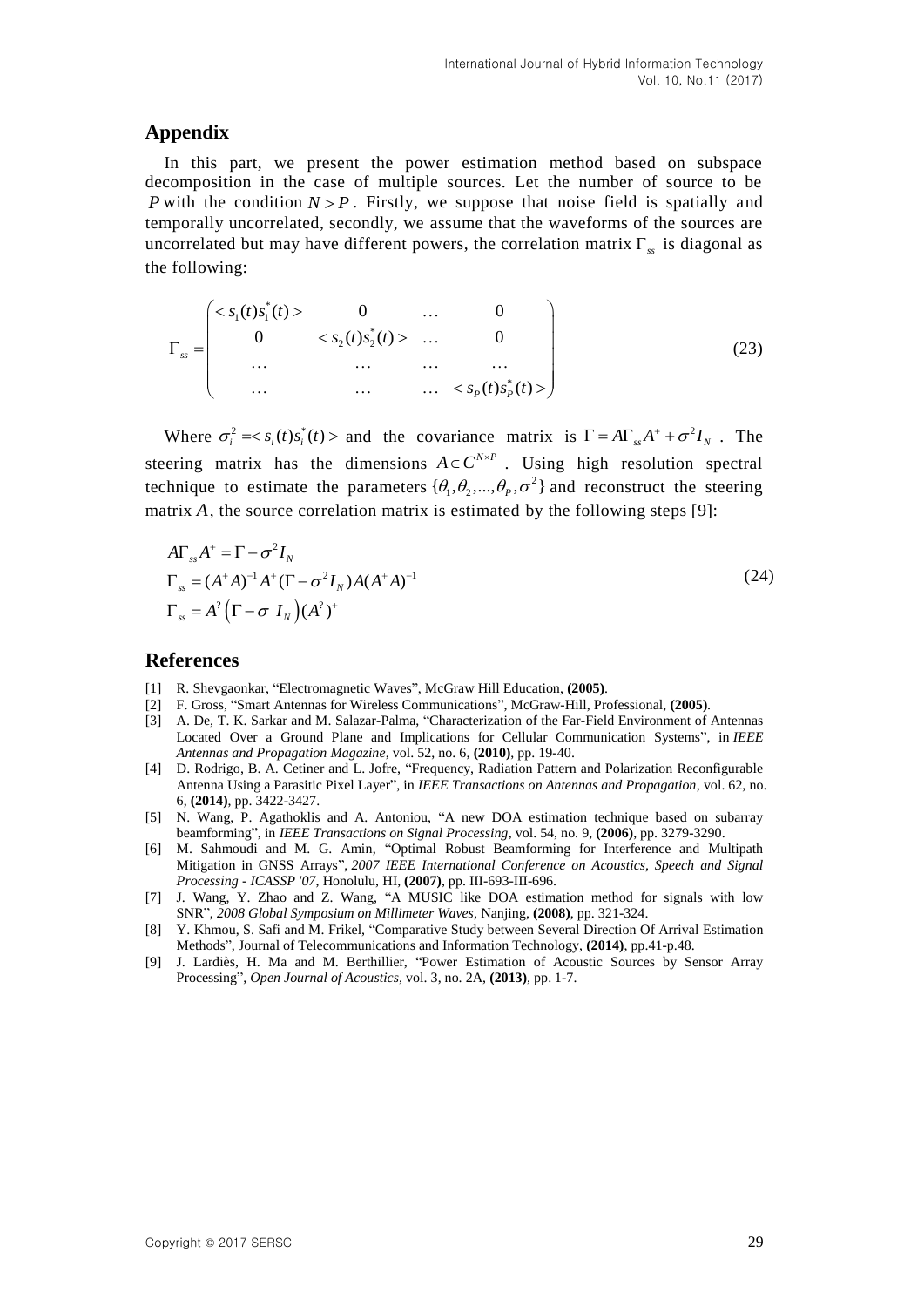## Appendix

In this part, we present the power estimation method based on subspace decomposition in the case of multiple sources. Let the number of source to be $P$ with the condition $N > P$. Firstly, we suppose that noise field is spatially and temporally uncorrelated, secondly, we assume that the waveforms of the sources are uncorrelated but may have different powers, the correlation matrix $\Gamma_{ss}$ is diagonal as the following:

$$\Gamma_{ss} = \begin{pmatrix} < s_1(t)s_1^*(t) > & 0 & \dots & 0 \\ 0 & < s_2(t)s_2^*(t) > & \dots & 0 \\ \dots & \dots & \dots & \dots \\ \dots & \dots & \dots & < s_P(t)s_P^*(t) > \end{pmatrix} \tag{23}$$

Where $\sigma_i^2 = < s_i(t)s_i^*(t) >$ and the covariance matrix is $\Gamma = A\Gamma_{ss}A^+ + \sigma^2 I_N$. The steering matrix has the dimensions $A \in C^{N \times P}$. Using high resolution spectral technique to estimate the parameters $\{\theta_1, \theta_2, ..., \theta_P, \sigma^2\}$ and reconstruct the steering matrix $A$, the source correlation matrix is estimated by the following steps [9]:

$$\begin{aligned} A\Gamma_{ss}A^+ &= \Gamma - \sigma^2 I_N \\ \Gamma_{ss} &= (A^+A)^{-1}A^+(\Gamma - \sigma^2 I_N)A(A^+A)^{-1} \\ \Gamma_{ss} &= A^? \left(\Gamma - \sigma \ I_N\right)(A^?)^+ \end{aligned} \tag{24}$$

## References

[1] R. Shevgaonkar, "Electromagnetic Waves", McGraw Hill Education, **(2005)**.

[2] F. Gross, "Smart Antennas for Wireless Communications", McGraw-Hill, Professional, **(2005)**.

[3] A. De, T. K. Sarkar and M. Salazar-Palma, "Characterization of the Far-Field Environment of Antennas Located Over a Ground Plane and Implications for Cellular Communication Systems", in *IEEE Antennas and Propagation Magazine*, vol. 52, no. 6, **(2010)**, pp. 19-40.

[4] D. Rodrigo, B. A. Cetiner and L. Jofre, "Frequency, Radiation Pattern and Polarization Reconfigurable Antenna Using a Parasitic Pixel Layer", in *IEEE Transactions on Antennas and Propagation*, vol. 62, no. 6, **(2014)**, pp. 3422-3427.

[5] N. Wang, P. Agathoklis and A. Antoniou, "A new DOA estimation technique based on subarray beamforming", in *IEEE Transactions on Signal Processing*, vol. 54, no. 9, **(2006)**, pp. 3279-3290.

[6] M. Sahmoudi and M. G. Amin, "Optimal Robust Beamforming for Interference and Multipath Mitigation in GNSS Arrays", *2007 IEEE International Conference on Acoustics, Speech and Signal Processing - ICASSP '07*, Honolulu, HI, **(2007)**, pp. III-693-III-696.

[7] J. Wang, Y. Zhao and Z. Wang, "A MUSIC like DOA estimation method for signals with low SNR", *2008 Global Symposium on Millimeter Waves*, Nanjing, **(2008)**, pp. 321-324.

[8] Y. Khmou, S. Safi and M. Frikel, "Comparative Study between Several Direction Of Arrival Estimation Methods", Journal of Telecommunications and Information Technology, **(2014)**, pp.41-p.48.

[9] J. Lardiès, H. Ma and M. Berthillier, "Power Estimation of Acoustic Sources by Sensor Array Processing", *Open Journal of Acoustics*, vol. 3, no. 2A, **(2013)**, pp. 1-7.